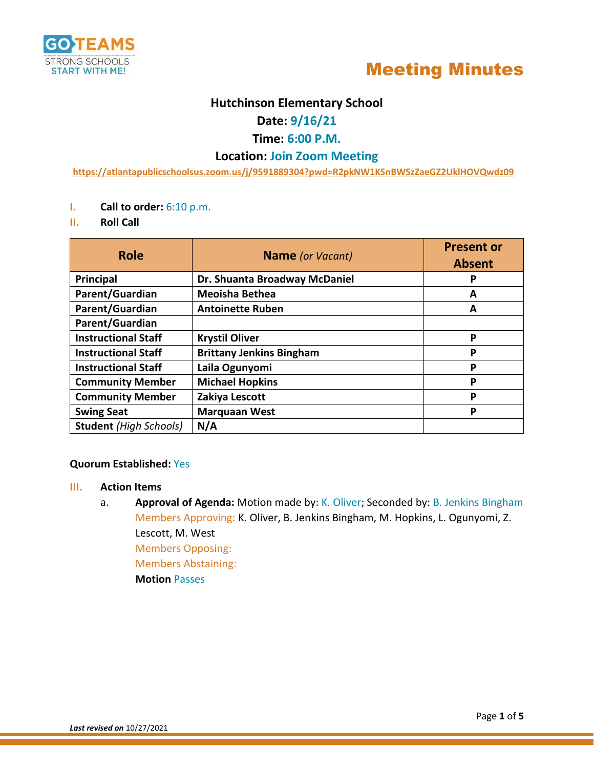GO TEAMS
STRONG SCHOOLS
START WITH ME!

# Meeting Minutes

## Hutchinson Elementary School

**Date:** 9/16/21

**Time:** 6:00 P.M.

**Location:** Join Zoom Meeting

https://atlantapublicschoolsus.zoom.us/j/9591889304?pwd=R2pkNW1KSnBWSzZaeGZ2UklHOVQwdz09

I. **Call to order:** 6:10 p.m.

II. **Roll Call**

| Role | Name *(or Vacant)* | Present or Absent |
|---|---|---|
| **Principal** | **Dr. Shuanta Broadway McDaniel** | **P** |
| **Parent/Guardian** | **Meoisha Bethea** | **A** |
| **Parent/Guardian** | **Antoinette Ruben** | **A** |
| **Parent/Guardian** | | |
| **Instructional Staff** | **Krystil Oliver** | **P** |
| **Instructional Staff** | **Brittany Jenkins Bingham** | **P** |
| **Instructional Staff** | **Laila Ogunyomi** | **P** |
| **Community Member** | **Michael Hopkins** | **P** |
| **Community Member** | **Zakiya Lescott** | **P** |
| **Swing Seat** | **Marquaan West** | **P** |
| **Student** *(High Schools)* | **N/A** | |

**Quorum Established:** Yes

III. **Action Items**

a. **Approval of Agenda:** Motion made by: K. Oliver; Seconded by: B. Jenkins Bingham
Members Approving: K. Oliver, B. Jenkins Bingham, M. Hopkins, L. Ogunyomi, Z. Lescott, M. West
Members Opposing:
Members Abstaining:
**Motion** Passes

***Last revised on*** 10/27/2021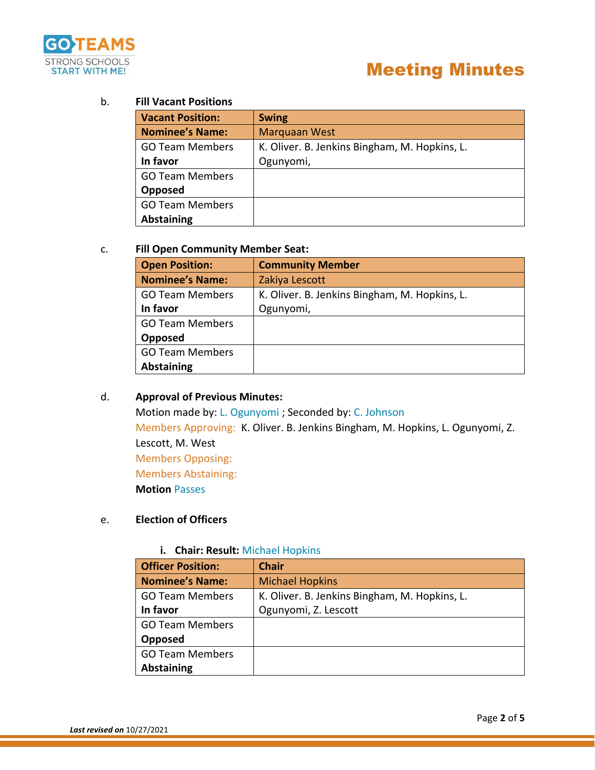b. **Fill Vacant Positions**

| **Vacant Position:** | **Swing** |
|---|---|
| **Nominee's Name:** | Marquaan West |
| GO Team Members **In favor** | K. Oliver. B. Jenkins Bingham, M. Hopkins, L. Ogunyomi, |
| GO Team Members **Opposed** | |
| GO Team Members **Abstaining** | |

c. **Fill Open Community Member Seat:**

| **Open Position:** | **Community Member** |
|---|---|
| **Nominee's Name:** | Zakiya Lescott |
| GO Team Members **In favor** | K. Oliver. B. Jenkins Bingham, M. Hopkins, L. Ogunyomi, |
| GO Team Members **Opposed** | |
| GO Team Members **Abstaining** | |

d. **Approval of Previous Minutes:**

Motion made by: L. Ogunyomi ; Seconded by: C. Johnson

Members Approving: K. Oliver. B. Jenkins Bingham, M. Hopkins, L. Ogunyomi, Z. Lescott, M. West

Members Opposing:

Members Abstaining:

**Motion** Passes

e. **Election of Officers**

i. **Chair: Result:** Michael Hopkins

| **Officer Position:** | **Chair** |
|---|---|
| **Nominee's Name:** | Michael Hopkins |
| GO Team Members **In favor** | K. Oliver. B. Jenkins Bingham, M. Hopkins, L. Ogunyomi, Z. Lescott |
| GO Team Members **Opposed** | |
| GO Team Members **Abstaining** | |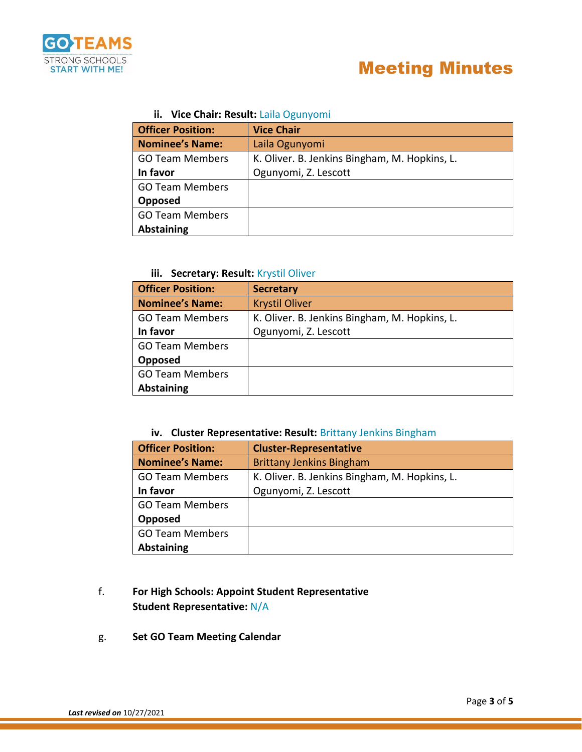ii. **Vice Chair: Result:** Laila Ogunyomi

| **Officer Position:** | **Vice Chair** |
|---|---|
| **Nominee's Name:** | Laila Ogunyomi |
| GO Team Members **In favor** | K. Oliver. B. Jenkins Bingham, M. Hopkins, L. Ogunyomi, Z. Lescott |
| GO Team Members **Opposed** | |
| GO Team Members **Abstaining** | |

iii. **Secretary: Result:** Krystil Oliver

| **Officer Position:** | **Secretary** |
|---|---|
| **Nominee's Name:** | Krystil Oliver |
| GO Team Members **In favor** | K. Oliver. B. Jenkins Bingham, M. Hopkins, L. Ogunyomi, Z. Lescott |
| GO Team Members **Opposed** | |
| GO Team Members **Abstaining** | |

iv. **Cluster Representative: Result:** Brittany Jenkins Bingham

| **Officer Position:** | **Cluster-Representative** |
|---|---|
| **Nominee's Name:** | Brittany Jenkins Bingham |
| GO Team Members **In favor** | K. Oliver. B. Jenkins Bingham, M. Hopkins, L. Ogunyomi, Z. Lescott |
| GO Team Members **Opposed** | |
| GO Team Members **Abstaining** | |

f. **For High Schools: Appoint Student Representative**
**Student Representative:** N/A

g. **Set GO Team Meeting Calendar**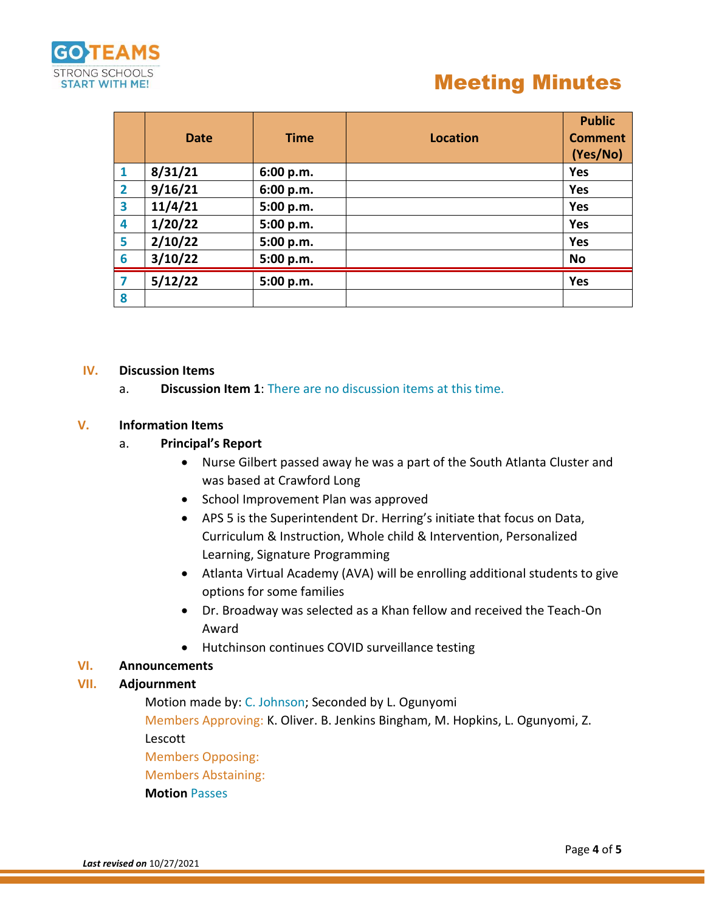# Meeting Minutes

| | Date | Time | Location | Public Comment (Yes/No) |
|---|---|---|---|---|
| 1 | 8/31/21 | 6:00 p.m. | | Yes |
| 2 | 9/16/21 | 6:00 p.m. | | Yes |
| 3 | 11/4/21 | 5:00 p.m. | | Yes |
| 4 | 1/20/22 | 5:00 p.m. | | Yes |
| 5 | 2/10/22 | 5:00 p.m. | | Yes |
| 6 | 3/10/22 | 5:00 p.m. | | No |
| 7 | 5/12/22 | 5:00 p.m. | | Yes |
| 8 | | | | |

## IV. Discussion Items

a. **Discussion Item 1**: There are no discussion items at this time.

## V. Information Items

a. **Principal's Report**

- Nurse Gilbert passed away he was a part of the South Atlanta Cluster and was based at Crawford Long
- School Improvement Plan was approved
- APS 5 is the Superintendent Dr. Herring's initiate that focus on Data, Curriculum & Instruction, Whole child & Intervention, Personalized Learning, Signature Programming
- Atlanta Virtual Academy (AVA) will be enrolling additional students to give options for some families
- Dr. Broadway was selected as a Khan fellow and received the Teach-On Award
- Hutchinson continues COVID surveillance testing

## VI. Announcements

## VII. Adjournment

Motion made by: C. Johnson; Seconded by L. Ogunyomi

Members Approving: K. Oliver. B. Jenkins Bingham, M. Hopkins, L. Ogunyomi, Z. Lescott

Members Opposing:

Members Abstaining:

**Motion** Passes

***Last revised on*** 10/27/2021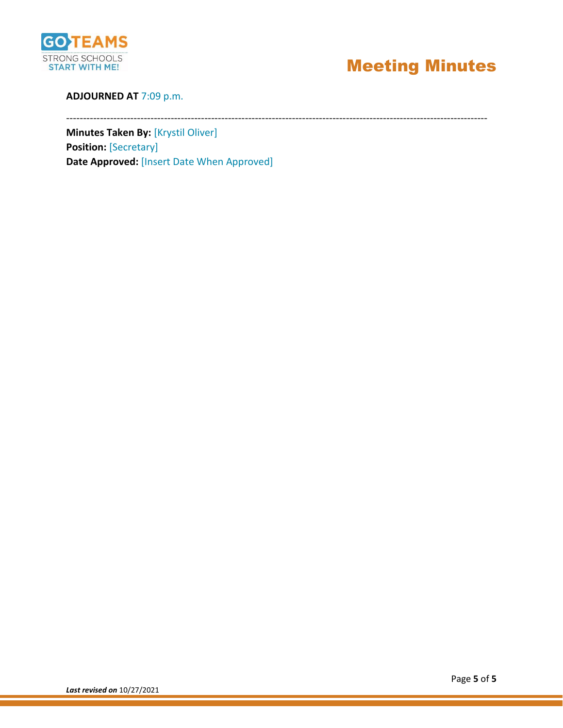**ADJOURNED AT** 7:09 p.m.

---

**Minutes Taken By:** [Krystil Oliver]
**Position:** [Secretary]
**Date Approved:** [Insert Date When Approved]

***Last revised on*** 10/27/2021